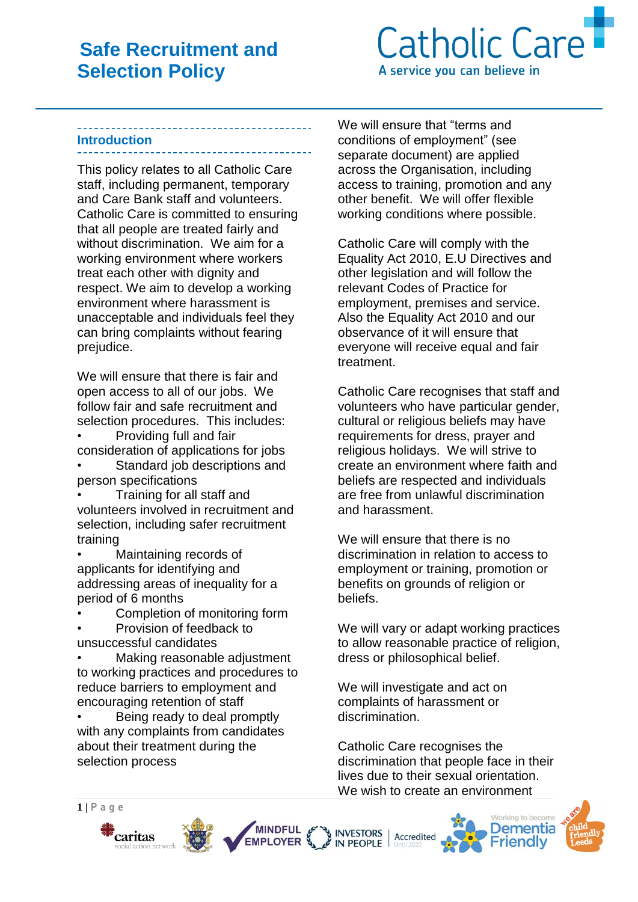# Safe Recruitment and Selection Policy

Catholic Care
A service you can believe in

## Introduction

This policy relates to all Catholic Care staff, including permanent, temporary and Care Bank staff and volunteers. Catholic Care is committed to ensuring that all people are treated fairly and without discrimination. We aim for a working environment where workers treat each other with dignity and respect. We aim to develop a working environment where harassment is unacceptable and individuals feel they can bring complaints without fearing prejudice.

We will ensure that there is fair and open access to all of our jobs. We follow fair and safe recruitment and selection procedures. This includes:

- Providing full and fair consideration of applications for jobs
- Standard job descriptions and person specifications
- Training for all staff and volunteers involved in recruitment and selection, including safer recruitment training
- Maintaining records of applicants for identifying and addressing areas of inequality for a period of 6 months
- Completion of monitoring form
- Provision of feedback to unsuccessful candidates
- Making reasonable adjustment to working practices and procedures to reduce barriers to employment and encouraging retention of staff
- Being ready to deal promptly with any complaints from candidates about their treatment during the selection process

We will ensure that "terms and conditions of employment" (see separate document) are applied across the Organisation, including access to training, promotion and any other benefit. We will offer flexible working conditions where possible.

Catholic Care will comply with the Equality Act 2010, E.U Directives and other legislation and will follow the relevant Codes of Practice for employment, premises and service. Also the Equality Act 2010 and our observance of it will ensure that everyone will receive equal and fair treatment.

Catholic Care recognises that staff and volunteers who have particular gender, cultural or religious beliefs may have requirements for dress, prayer and religious holidays. We will strive to create an environment where faith and beliefs are respected and individuals are free from unlawful discrimination and harassment.

We will ensure that there is no discrimination in relation to access to employment or training, promotion or benefits on grounds of religion or beliefs.

We will vary or adapt working practices to allow reasonable practice of religion, dress or philosophical belief.

We will investigate and act on complaints of harassment or discrimination.

Catholic Care recognises the discrimination that people face in their lives due to their sexual orientation. We wish to create an environment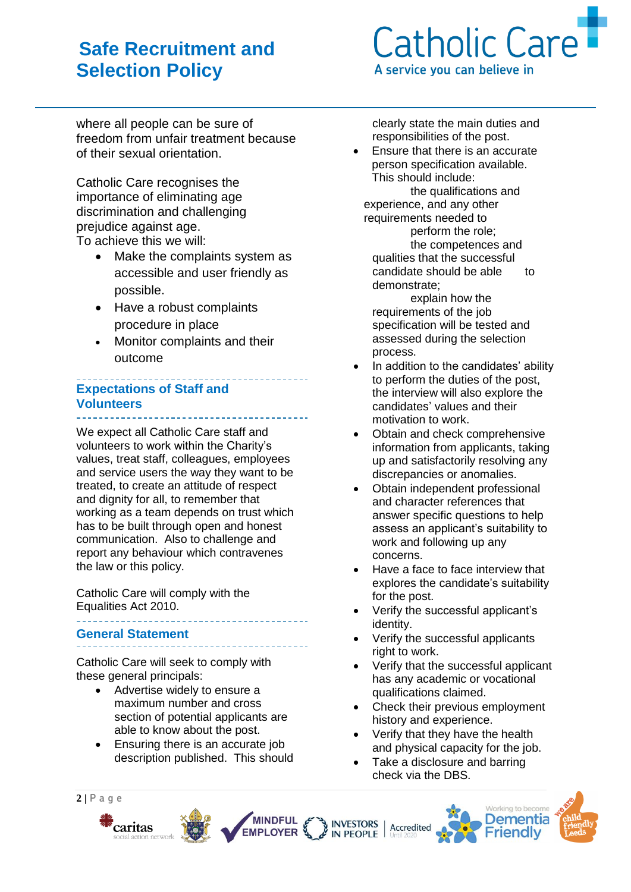where all people can be sure of freedom from unfair treatment because of their sexual orientation.

Catholic Care recognises the importance of eliminating age discrimination and challenging prejudice against age.
To achieve this we will:

- Make the complaints system as accessible and user friendly as possible.
- Have a robust complaints procedure in place
- Monitor complaints and their outcome

## Expectations of Staff and Volunteers

We expect all Catholic Care staff and volunteers to work within the Charity's values, treat staff, colleagues, employees and service users the way they want to be treated, to create an attitude of respect and dignity for all, to remember that working as a team depends on trust which has to be built through open and honest communication. Also to challenge and report any behaviour which contravenes the law or this policy.

Catholic Care will comply with the Equalities Act 2010.

## General Statement

Catholic Care will seek to comply with these general principals:

- Advertise widely to ensure a maximum number and cross section of potential applicants are able to know about the post.
- Ensuring there is an accurate job description published. This should clearly state the main duties and responsibilities of the post.
- Ensure that there is an accurate person specification available. This should include:
  - the qualifications and experience, and any other requirements needed to perform the role;
  - the competences and qualities that the successful candidate should be able to demonstrate;
  - explain how the requirements of the job specification will be tested and assessed during the selection process.
- In addition to the candidates' ability to perform the duties of the post, the interview will also explore the candidates' values and their motivation to work.
- Obtain and check comprehensive information from applicants, taking up and satisfactorily resolving any discrepancies or anomalies.
- Obtain independent professional and character references that answer specific questions to help assess an applicant's suitability to work and following up any concerns.
- Have a face to face interview that explores the candidate's suitability for the post.
- Verify the successful applicant's identity.
- Verify the successful applicants right to work.
- Verify that the successful applicant has any academic or vocational qualifications claimed.
- Check their previous employment history and experience.
- Verify that they have the health and physical capacity for the job.
- Take a disclosure and barring check via the DBS.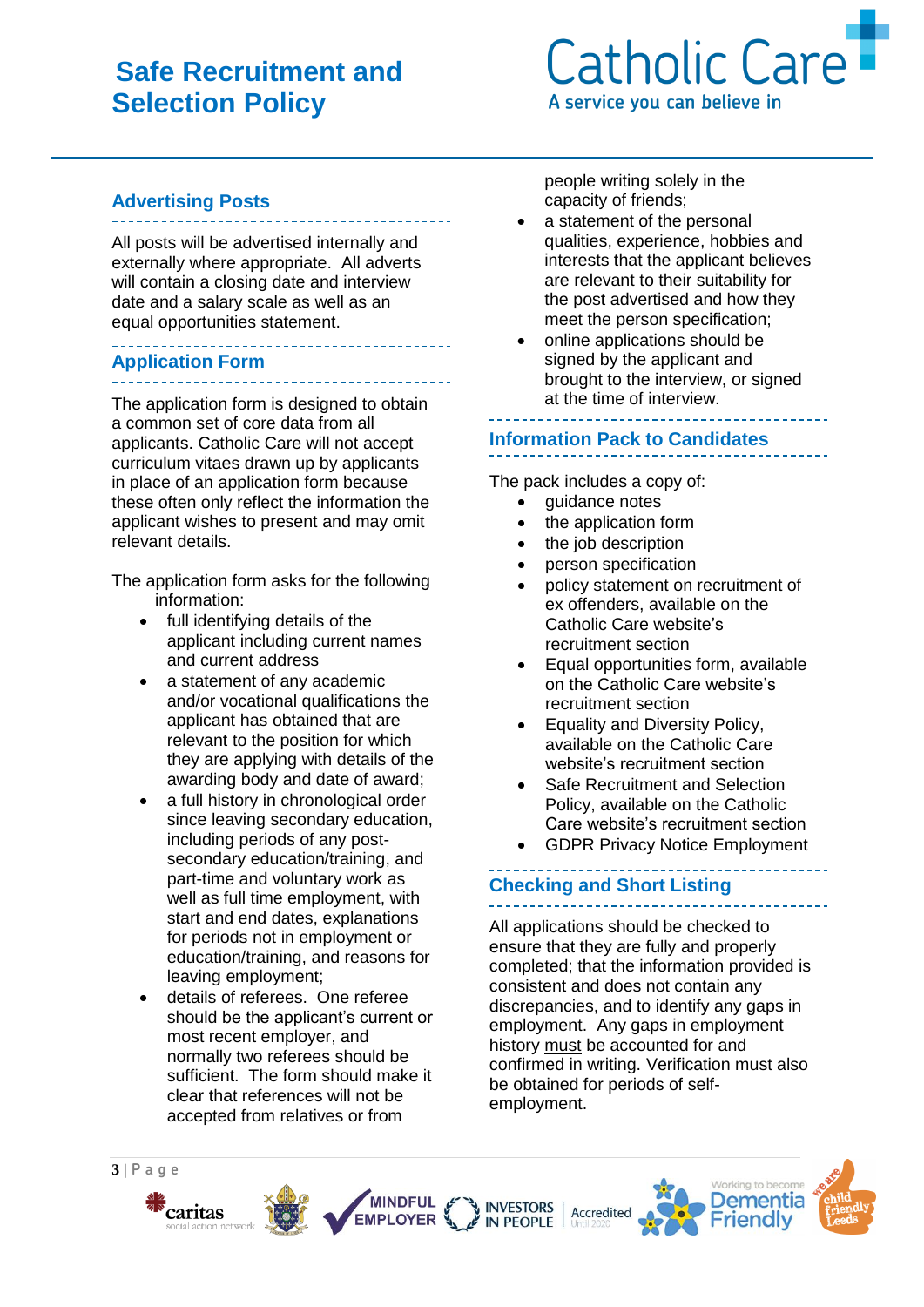## Advertising Posts

All posts will be advertised internally and externally where appropriate. All adverts will contain a closing date and interview date and a salary scale as well as an equal opportunities statement.

## Application Form

The application form is designed to obtain a common set of core data from all applicants. Catholic Care will not accept curriculum vitaes drawn up by applicants in place of an application form because these often only reflect the information the applicant wishes to present and may omit relevant details.

The application form asks for the following information:

- full identifying details of the applicant including current names and current address
- a statement of any academic and/or vocational qualifications the applicant has obtained that are relevant to the position for which they are applying with details of the awarding body and date of award;
- a full history in chronological order since leaving secondary education, including periods of any post-secondary education/training, and part-time and voluntary work as well as full time employment, with start and end dates, explanations for periods not in employment or education/training, and reasons for leaving employment;
- details of referees. One referee should be the applicant's current or most recent employer, and normally two referees should be sufficient. The form should make it clear that references will not be accepted from relatives or from people writing solely in the capacity of friends;
- a statement of the personal qualities, experience, hobbies and interests that the applicant believes are relevant to their suitability for the post advertised and how they meet the person specification;
- online applications should be signed by the applicant and brought to the interview, or signed at the time of interview.

## Information Pack to Candidates

The pack includes a copy of:

- guidance notes
- the application form
- the job description
- person specification
- policy statement on recruitment of ex offenders, available on the Catholic Care website's recruitment section
- Equal opportunities form, available on the Catholic Care website's recruitment section
- Equality and Diversity Policy, available on the Catholic Care website's recruitment section
- Safe Recruitment and Selection Policy, available on the Catholic Care website's recruitment section
- GDPR Privacy Notice Employment

## Checking and Short Listing

All applications should be checked to ensure that they are fully and properly completed; that the information provided is consistent and does not contain any discrepancies, and to identify any gaps in employment. Any gaps in employment history must be accounted for and confirmed in writing. Verification must also be obtained for periods of self-employment.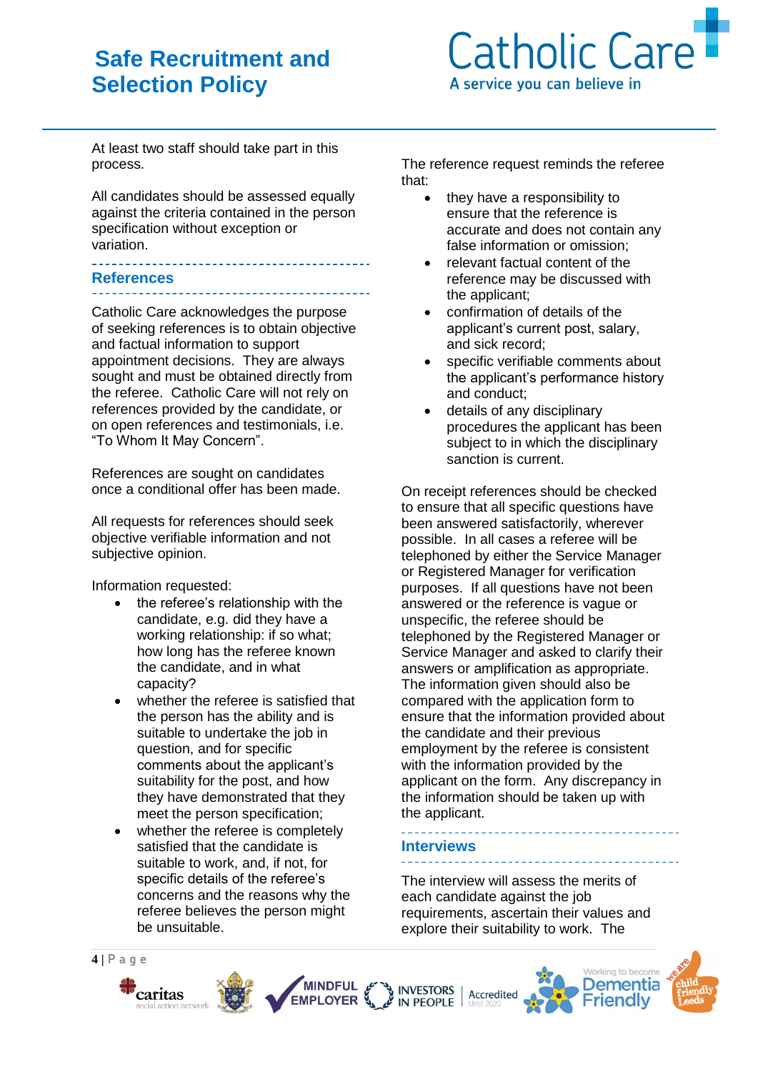At least two staff should take part in this process.

All candidates should be assessed equally against the criteria contained in the person specification without exception or variation.

## References

Catholic Care acknowledges the purpose of seeking references is to obtain objective and factual information to support appointment decisions. They are always sought and must be obtained directly from the referee. Catholic Care will not rely on references provided by the candidate, or on open references and testimonials, i.e. “To Whom It May Concern”.

References are sought on candidates once a conditional offer has been made.

All requests for references should seek objective verifiable information and not subjective opinion.

Information requested:

- the referee’s relationship with the candidate, e.g. did they have a working relationship: if so what; how long has the referee known the candidate, and in what capacity?
- whether the referee is satisfied that the person has the ability and is suitable to undertake the job in question, and for specific comments about the applicant’s suitability for the post, and how they have demonstrated that they meet the person specification;
- whether the referee is completely satisfied that the candidate is suitable to work, and, if not, for specific details of the referee’s concerns and the reasons why the referee believes the person might be unsuitable.

The reference request reminds the referee that:

- they have a responsibility to ensure that the reference is accurate and does not contain any false information or omission;
- relevant factual content of the reference may be discussed with the applicant;
- confirmation of details of the applicant’s current post, salary, and sick record;
- specific verifiable comments about the applicant’s performance history and conduct;
- details of any disciplinary procedures the applicant has been subject to in which the disciplinary sanction is current.

On receipt references should be checked to ensure that all specific questions have been answered satisfactorily, wherever possible. In all cases a referee will be telephoned by either the Service Manager or Registered Manager for verification purposes. If all questions have not been answered or the reference is vague or unspecific, the referee should be telephoned by the Registered Manager or Service Manager and asked to clarify their answers or amplification as appropriate. The information given should also be compared with the application form to ensure that the information provided about the candidate and their previous employment by the referee is consistent with the information provided by the applicant on the form. Any discrepancy in the information should be taken up with the applicant.

## Interviews

The interview will assess the merits of each candidate against the job requirements, ascertain their values and explore their suitability to work. The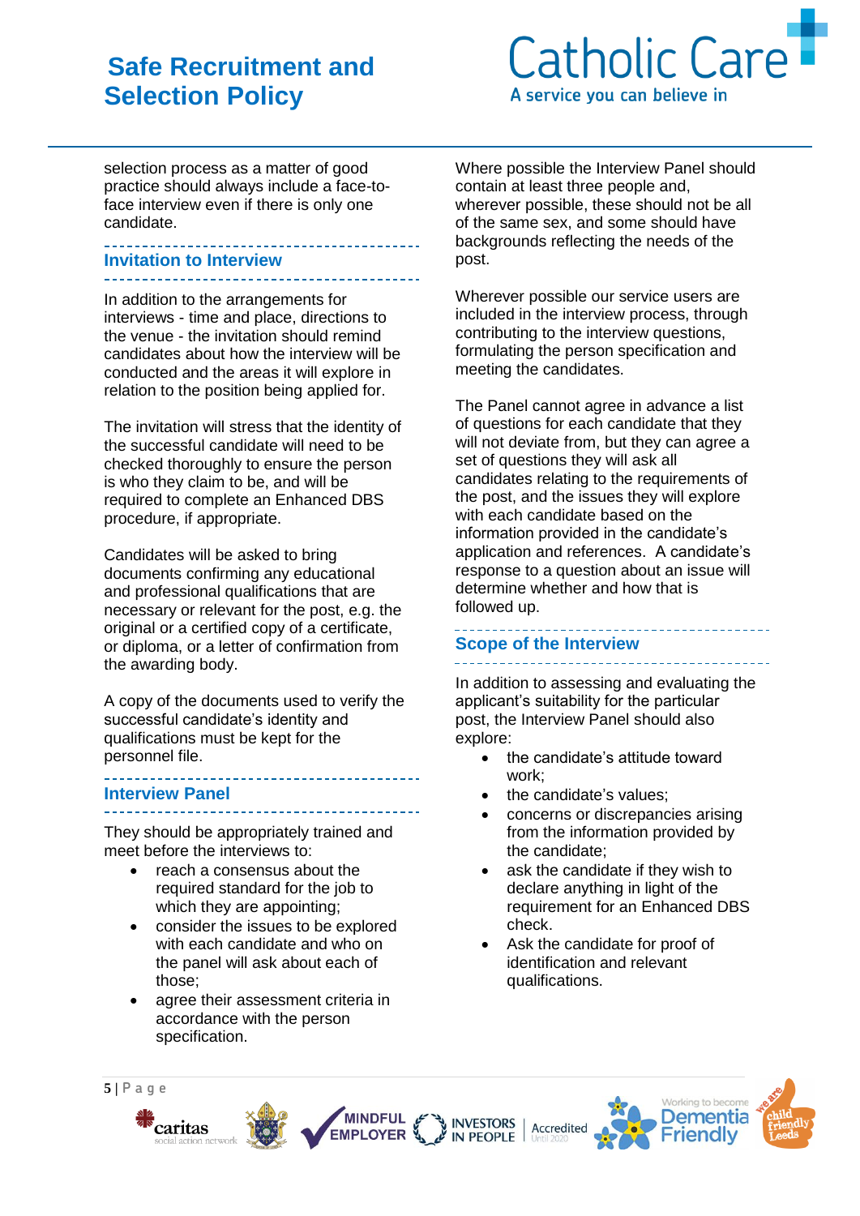selection process as a matter of good practice should always include a face-to-face interview even if there is only one candidate.

## Invitation to Interview

In addition to the arrangements for interviews - time and place, directions to the venue - the invitation should remind candidates about how the interview will be conducted and the areas it will explore in relation to the position being applied for.

The invitation will stress that the identity of the successful candidate will need to be checked thoroughly to ensure the person is who they claim to be, and will be required to complete an Enhanced DBS procedure, if appropriate.

Candidates will be asked to bring documents confirming any educational and professional qualifications that are necessary or relevant for the post, e.g. the original or a certified copy of a certificate, or diploma, or a letter of confirmation from the awarding body.

A copy of the documents used to verify the successful candidate's identity and qualifications must be kept for the personnel file.

## Interview Panel

They should be appropriately trained and meet before the interviews to:

- reach a consensus about the required standard for the job to which they are appointing;
- consider the issues to be explored with each candidate and who on the panel will ask about each of those;
- agree their assessment criteria in accordance with the person specification.

Where possible the Interview Panel should contain at least three people and, wherever possible, these should not be all of the same sex, and some should have backgrounds reflecting the needs of the post.

Wherever possible our service users are included in the interview process, through contributing to the interview questions, formulating the person specification and meeting the candidates.

The Panel cannot agree in advance a list of questions for each candidate that they will not deviate from, but they can agree a set of questions they will ask all candidates relating to the requirements of the post, and the issues they will explore with each candidate based on the information provided in the candidate's application and references. A candidate's response to a question about an issue will determine whether and how that is followed up.

## Scope of the Interview

In addition to assessing and evaluating the applicant's suitability for the particular post, the Interview Panel should also explore:

- the candidate's attitude toward work;
- the candidate's values;
- concerns or discrepancies arising from the information provided by the candidate;
- ask the candidate if they wish to declare anything in light of the requirement for an Enhanced DBS check.
- Ask the candidate for proof of identification and relevant qualifications.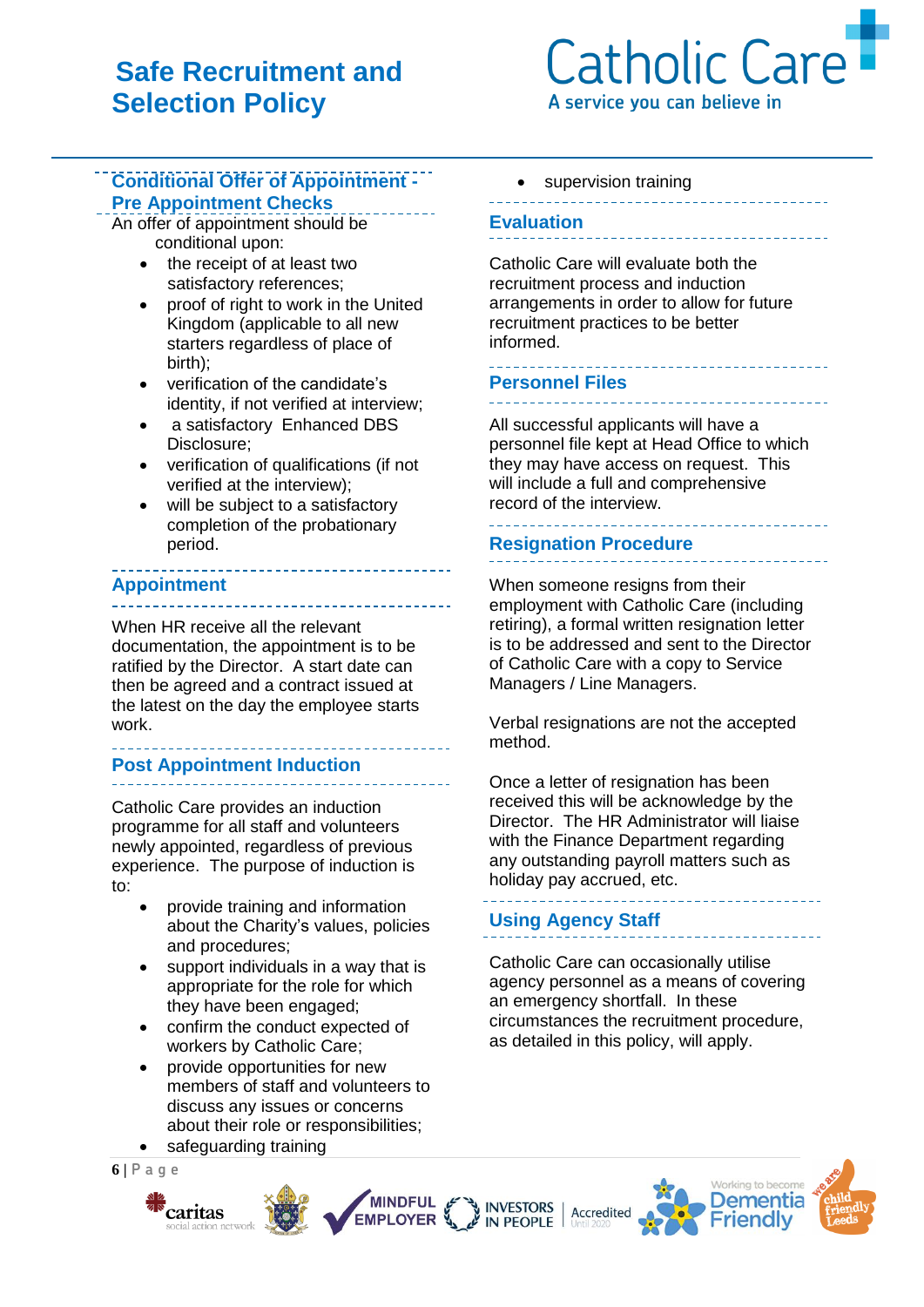## Conditional Offer of Appointment - Pre Appointment Checks

An offer of appointment should be conditional upon:

- the receipt of at least two satisfactory references;
- proof of right to work in the United Kingdom (applicable to all new starters regardless of place of birth);
- verification of the candidate's identity, if not verified at interview;
- a satisfactory Enhanced DBS Disclosure;
- verification of qualifications (if not verified at the interview);
- will be subject to a satisfactory completion of the probationary period.

## Appointment

When HR receive all the relevant documentation, the appointment is to be ratified by the Director. A start date can then be agreed and a contract issued at the latest on the day the employee starts work.

## Post Appointment Induction

Catholic Care provides an induction programme for all staff and volunteers newly appointed, regardless of previous experience. The purpose of induction is to:

- provide training and information about the Charity's values, policies and procedures;
- support individuals in a way that is appropriate for the role for which they have been engaged;
- confirm the conduct expected of workers by Catholic Care;
- provide opportunities for new members of staff and volunteers to discuss any issues or concerns about their role or responsibilities;
- safeguarding training
- supervision training

## Evaluation

Catholic Care will evaluate both the recruitment process and induction arrangements in order to allow for future recruitment practices to be better informed.

## Personnel Files

All successful applicants will have a personnel file kept at Head Office to which they may have access on request. This will include a full and comprehensive record of the interview.

## Resignation Procedure

When someone resigns from their employment with Catholic Care (including retiring), a formal written resignation letter is to be addressed and sent to the Director of Catholic Care with a copy to Service Managers / Line Managers.

Verbal resignations are not the accepted method.

Once a letter of resignation has been received this will be acknowledge by the Director. The HR Administrator will liaise with the Finance Department regarding any outstanding payroll matters such as holiday pay accrued, etc.

## Using Agency Staff

Catholic Care can occasionally utilise agency personnel as a means of covering an emergency shortfall. In these circumstances the recruitment procedure, as detailed in this policy, will apply.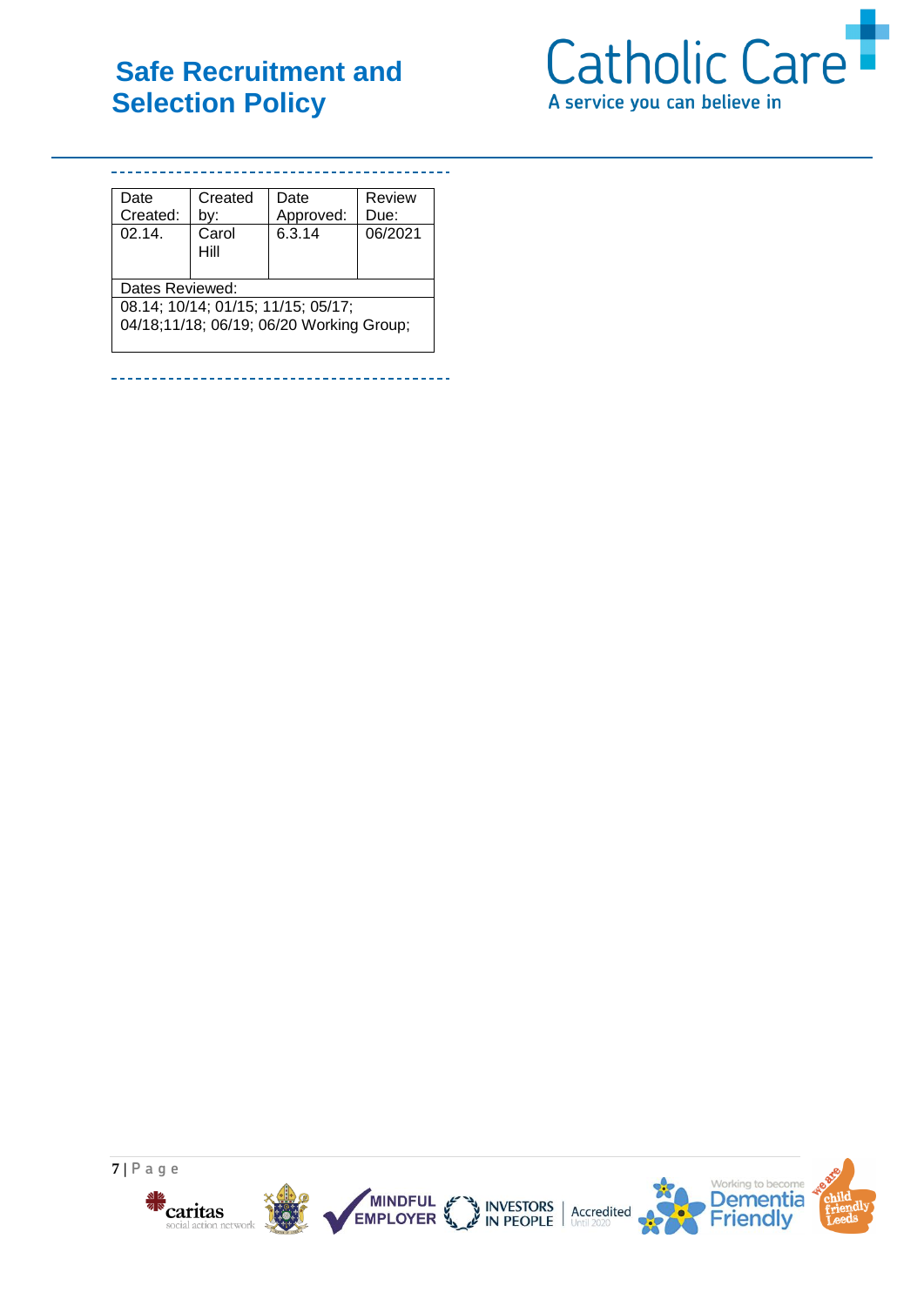| Date Created: | Created by: | Date Approved: | Review Due: |
| --- | --- | --- | --- |
| 02.14. | Carol Hill | 6.3.14 | 06/2021 |
| Dates Reviewed: | | | |
| 08.14; 10/14; 01/15; 11/15; 05/17; 04/18;11/18; 06/19; 06/20 Working Group; | | | |